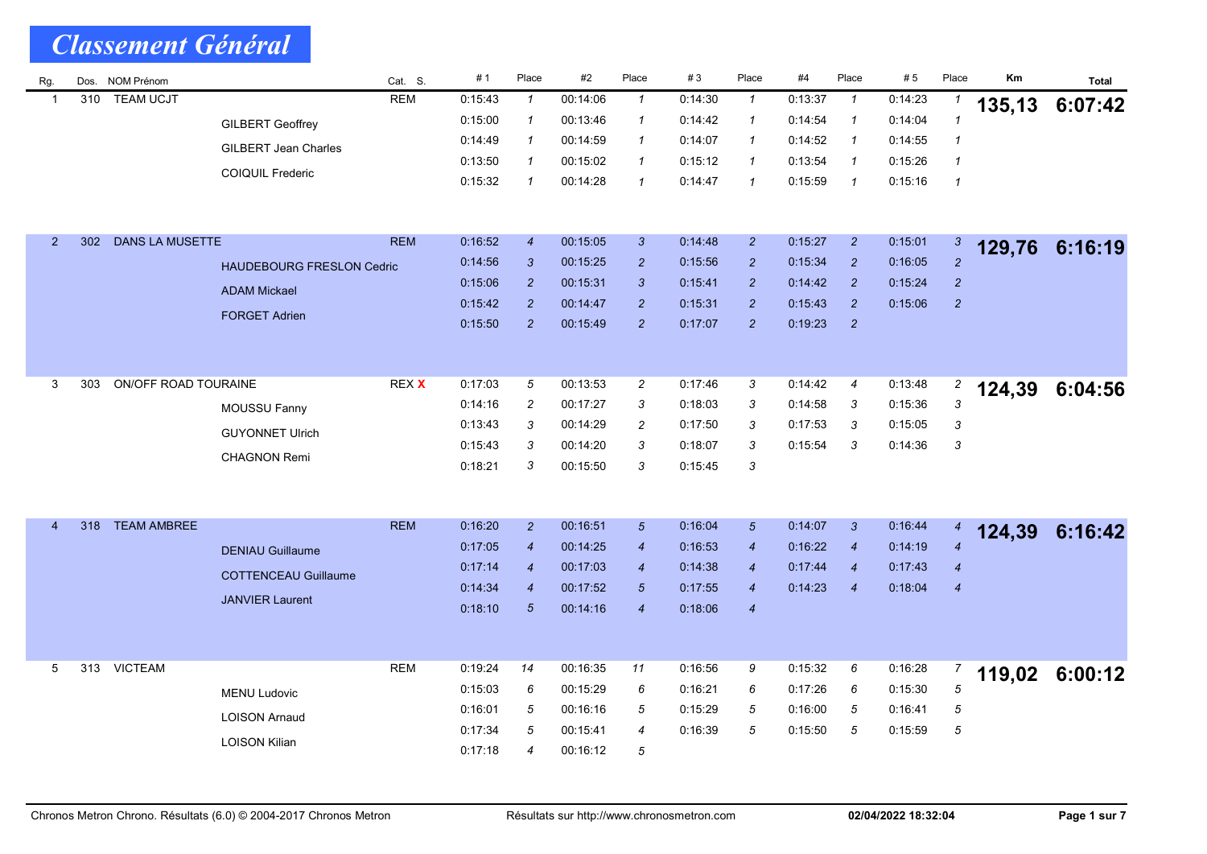# Classement Général

| Rg. | Dos. | NOM Prénom | | Cat. S. | # 1 | Place | #2 | Place | # 3 | Place | #4 | Place | # 5 | Place | Km | Total |
|---|---|---|---|---|---|---|---|---|---|---|---|---|---|---|---|---|
| 1 | 310 | TEAM UCJT | | REM | 0:15:43 | 1 | 00:14:06 | 1 | 0:14:30 | 1 | 0:13:37 | 1 | 0:14:23 | 1 | 135,13 | 6:07:42 |
| | | | GILBERT Geoffrey | | 0:15:00 | 1 | 00:13:46 | 1 | 0:14:42 | 1 | 0:14:54 | 1 | 0:14:04 | 1 | | |
| | | | GILBERT Jean Charles | | 0:14:49 | 1 | 00:14:59 | 1 | 0:14:07 | 1 | 0:14:52 | 1 | 0:14:55 | 1 | | |
| | | | COIQUIL Frederic | | 0:13:50 | 1 | 00:15:02 | 1 | 0:15:12 | 1 | 0:13:54 | 1 | 0:15:26 | 1 | | |
| | | | | | 0:15:32 | 1 | 00:14:28 | 1 | 0:14:47 | 1 | 0:15:59 | 1 | 0:15:16 | 1 | | |
| 2 | 302 | DANS LA MUSETTE | | REM | 0:16:52 | 4 | 00:15:05 | 3 | 0:14:48 | 2 | 0:15:27 | 2 | 0:15:01 | 3 | 129,76 | 6:16:19 |
| | | | HAUDEBOURG FRESLON Cedric | | 0:14:56 | 3 | 00:15:25 | 2 | 0:15:56 | 2 | 0:15:34 | 2 | 0:16:05 | 2 | | |
| | | | ADAM Mickael | | 0:15:06 | 2 | 00:15:31 | 3 | 0:15:41 | 2 | 0:14:42 | 2 | 0:15:24 | 2 | | |
| | | | FORGET Adrien | | 0:15:42 | 2 | 00:14:47 | 2 | 0:15:31 | 2 | 0:15:43 | 2 | 0:15:06 | 2 | | |
| | | | | | 0:15:50 | 2 | 00:15:49 | 2 | 0:17:07 | 2 | 0:19:23 | 2 | | | | |
| 3 | 303 | ON/OFF ROAD TOURAINE | | REX X | 0:17:03 | 5 | 00:13:53 | 2 | 0:17:46 | 3 | 0:14:42 | 4 | 0:13:48 | 2 | 124,39 | 6:04:56 |
| | | | MOUSSU Fanny | | 0:14:16 | 2 | 00:17:27 | 3 | 0:18:03 | 3 | 0:14:58 | 3 | 0:15:36 | 3 | | |
| | | | GUYONNET Ulrich | | 0:13:43 | 3 | 00:14:29 | 2 | 0:17:50 | 3 | 0:17:53 | 3 | 0:15:05 | 3 | | |
| | | | CHAGNON Remi | | 0:15:43 | 3 | 00:14:20 | 3 | 0:18:07 | 3 | 0:15:54 | 3 | 0:14:36 | 3 | | |
| | | | | | 0:18:21 | 3 | 00:15:50 | 3 | 0:15:45 | 3 | | | | | | |
| 4 | 318 | TEAM AMBREE | | REM | 0:16:20 | 2 | 00:16:51 | 5 | 0:16:04 | 5 | 0:14:07 | 3 | 0:16:44 | 4 | 124,39 | 6:16:42 |
| | | | DENIAU Guillaume | | 0:17:05 | 4 | 00:14:25 | 4 | 0:16:53 | 4 | 0:16:22 | 4 | 0:14:19 | 4 | | |
| | | | COTTENCEAU Guillaume | | 0:17:14 | 4 | 00:17:03 | 4 | 0:14:38 | 4 | 0:17:44 | 4 | 0:17:43 | 4 | | |
| | | | JANVIER Laurent | | 0:14:34 | 4 | 00:17:52 | 5 | 0:17:55 | 4 | 0:14:23 | 4 | 0:18:04 | 4 | | |
| | | | | | 0:18:10 | 5 | 00:14:16 | 4 | 0:18:06 | 4 | | | | | | |
| 5 | 313 | VICTEAM | | REM | 0:19:24 | 14 | 00:16:35 | 11 | 0:16:56 | 9 | 0:15:32 | 6 | 0:16:28 | 7 | 119,02 | 6:00:12 |
| | | | MENU Ludovic | | 0:15:03 | 6 | 00:15:29 | 6 | 0:16:21 | 6 | 0:17:26 | 6 | 0:15:30 | 5 | | |
| | | | LOISON Arnaud | | 0:16:01 | 5 | 00:16:16 | 5 | 0:15:29 | 5 | 0:16:00 | 5 | 0:16:41 | 5 | | |
| | | | LOISON Kilian | | 0:17:34 | 5 | 00:15:41 | 4 | 0:16:39 | 5 | 0:15:50 | 5 | 0:15:59 | 5 | | |
| | | | | | 0:17:18 | 4 | 00:16:12 | 5 | | | | | | | | |

Chronos Metron Chrono. Résultats (6.0) © 2004-2017 Chronos Metron — Résultats sur http://www.chronosmetron.com — 02/04/2022 18:32:04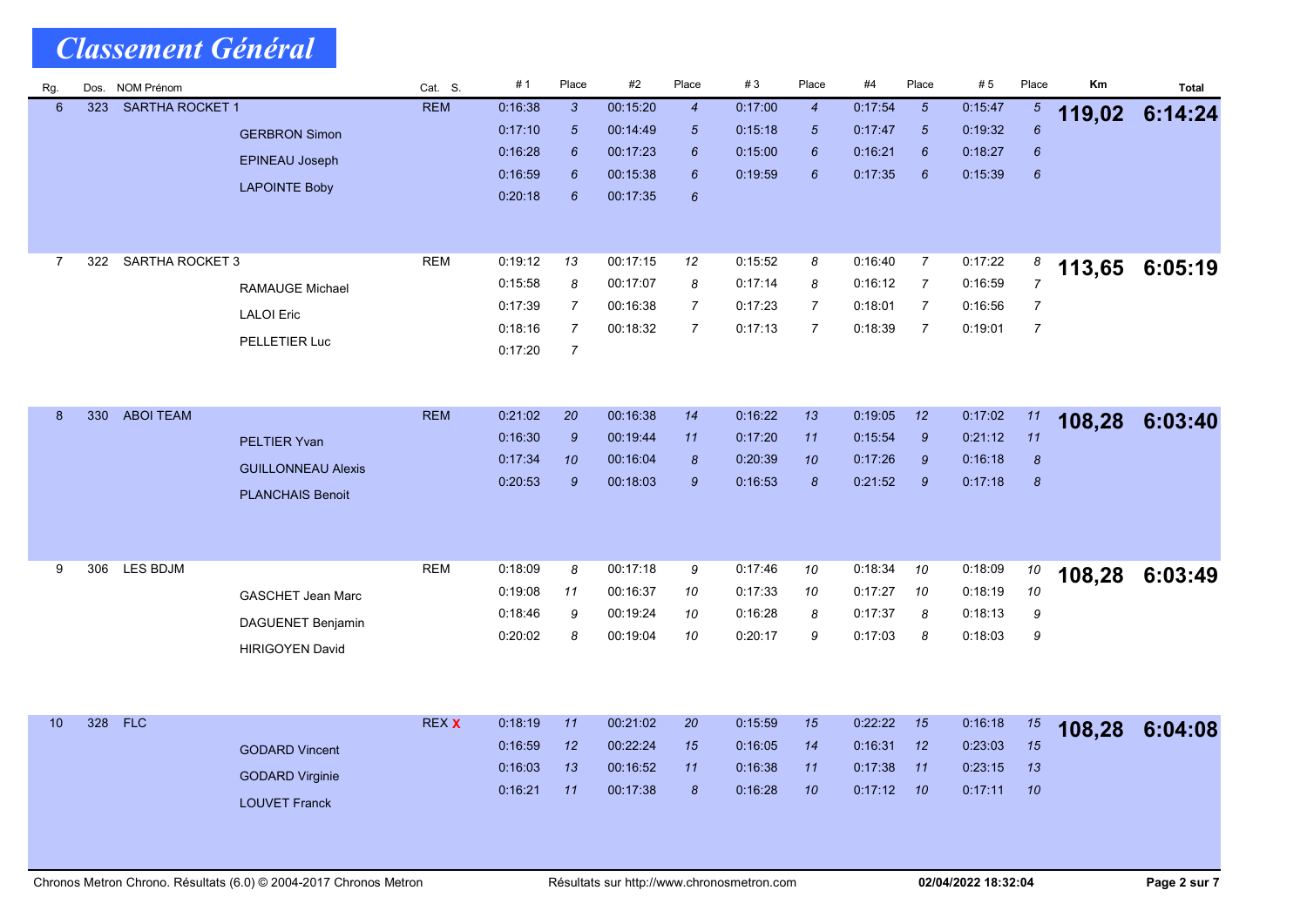# Classement Général

| Rg. | Dos. | NOM Prénom | | Cat. S. | # 1 | Place | #2 | Place | # 3 | Place | #4 | Place | # 5 | Place | Km | Total |
|---|---|---|---|---|---|---|---|---|---|---|---|---|---|---|---|---|
| 6 | 323 | SARTHA ROCKET 1 | | REM | 0:16:38 | 3 | 00:15:20 | 4 | 0:17:00 | 4 | 0:17:54 | 5 | 0:15:47 | 5 | **119,02** | **6:14:24** |
| | | | GERBRON Simon | | 0:17:10 | 5 | 00:14:49 | 5 | 0:15:18 | 5 | 0:17:47 | 5 | 0:19:32 | 6 | | |
| | | | EPINEAU Joseph | | 0:16:28 | 6 | 00:17:23 | 6 | 0:15:00 | 6 | 0:16:21 | 6 | 0:18:27 | 6 | | |
| | | | LAPOINTE Boby | | 0:16:59 | 6 | 00:15:38 | 6 | 0:19:59 | 6 | 0:17:35 | 6 | 0:15:39 | 6 | | |
| | | | | | 0:20:18 | 6 | 00:17:35 | 6 | | | | | | | | |
| 7 | 322 | SARTHA ROCKET 3 | | REM | 0:19:12 | 13 | 00:17:15 | 12 | 0:15:52 | 8 | 0:16:40 | 7 | 0:17:22 | 8 | **113,65** | **6:05:19** |
| | | | RAMAUGE Michael | | 0:15:58 | 8 | 00:17:07 | 8 | 0:17:14 | 8 | 0:16:12 | 7 | 0:16:59 | 7 | | |
| | | | LALOI Eric | | 0:17:39 | 7 | 00:16:38 | 7 | 0:17:23 | 7 | 0:18:01 | 7 | 0:16:56 | 7 | | |
| | | | PELLETIER Luc | | 0:18:16 | 7 | 00:18:32 | 7 | 0:17:13 | 7 | 0:18:39 | 7 | 0:19:01 | 7 | | |
| | | | | | 0:17:20 | 7 | | | | | | | | | | |
| 8 | 330 | ABOI TEAM | | REM | 0:21:02 | 20 | 00:16:38 | 14 | 0:16:22 | 13 | 0:19:05 | 12 | 0:17:02 | 11 | **108,28** | **6:03:40** |
| | | | PELTIER Yvan | | 0:16:30 | 9 | 00:19:44 | 11 | 0:17:20 | 11 | 0:15:54 | 9 | 0:21:12 | 11 | | |
| | | | GUILLONNEAU Alexis | | 0:17:34 | 10 | 00:16:04 | 8 | 0:20:39 | 10 | 0:17:26 | 9 | 0:16:18 | 8 | | |
| | | | PLANCHAIS Benoit | | 0:20:53 | 9 | 00:18:03 | 9 | 0:16:53 | 8 | 0:21:52 | 9 | 0:17:18 | 8 | | |
| 9 | 306 | LES BDJM | | REM | 0:18:09 | 8 | 00:17:18 | 9 | 0:17:46 | 10 | 0:18:34 | 10 | 0:18:09 | 10 | **108,28** | **6:03:49** |
| | | | GASCHET Jean Marc | | 0:19:08 | 11 | 00:16:37 | 10 | 0:17:33 | 10 | 0:17:27 | 10 | 0:18:19 | 10 | | |
| | | | DAGUENET Benjamin | | 0:18:46 | 9 | 00:19:24 | 10 | 0:16:28 | 8 | 0:17:37 | 8 | 0:18:13 | 9 | | |
| | | | HIRIGOYEN David | | 0:20:02 | 8 | 00:19:04 | 10 | 0:20:17 | 9 | 0:17:03 | 8 | 0:18:03 | 9 | | |
| 10 | 328 | FLC | | REX X | 0:18:19 | 11 | 00:21:02 | 20 | 0:15:59 | 15 | 0:22:22 | 15 | 0:16:18 | 15 | **108,28** | **6:04:08** |
| | | | GODARD Vincent | | 0:16:59 | 12 | 00:22:24 | 15 | 0:16:05 | 14 | 0:16:31 | 12 | 0:23:03 | 15 | | |
| | | | GODARD Virginie | | 0:16:03 | 13 | 00:16:52 | 11 | 0:16:38 | 11 | 0:17:38 | 11 | 0:23:15 | 13 | | |
| | | | LOUVET Franck | | 0:16:21 | 11 | 00:17:38 | 8 | 0:16:28 | 10 | 0:17:12 | 10 | 0:17:11 | 10 | | |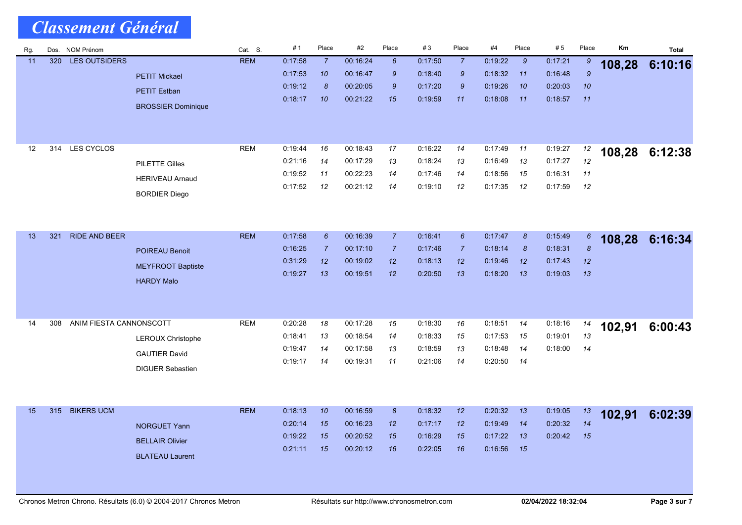# Classement Général

| Rg. | Dos. | NOM Prénom | | Cat. S. | # 1 | Place | #2 | Place | # 3 | Place | #4 | Place | # 5 | Place | Km | Total |
|---|---|---|---|---|---|---|---|---|---|---|---|---|---|---|---|---|
| 11 | 320 | LES OUTSIDERS | | REM | 0:17:58 | 7 | 00:16:24 | 6 | 0:17:50 | 7 | 0:19:22 | 9 | 0:17:21 | 9 | **108,28** | **6:10:16** |
| | | | PETIT Mickael | | 0:17:53 | 10 | 00:16:47 | 9 | 0:18:40 | 9 | 0:18:32 | 11 | 0:16:48 | 9 | | |
| | | | PETIT Estban | | 0:19:12 | 8 | 00:20:05 | 9 | 0:17:20 | 9 | 0:19:26 | 10 | 0:20:03 | 10 | | |
| | | | BROSSIER Dominique | | 0:18:17 | 10 | 00:21:22 | 15 | 0:19:59 | 11 | 0:18:08 | 11 | 0:18:57 | 11 | | |
| 12 | 314 | LES CYCLOS | | REM | 0:19:44 | 16 | 00:18:43 | 17 | 0:16:22 | 14 | 0:17:49 | 11 | 0:19:27 | 12 | **108,28** | **6:12:38** |
| | | | PILETTE Gilles | | 0:21:16 | 14 | 00:17:29 | 13 | 0:18:24 | 13 | 0:16:49 | 13 | 0:17:27 | 12 | | |
| | | | HERIVEAU Arnaud | | 0:19:52 | 11 | 00:22:23 | 14 | 0:17:46 | 14 | 0:18:56 | 15 | 0:16:31 | 11 | | |
| | | | BORDIER Diego | | 0:17:52 | 12 | 00:21:12 | 14 | 0:19:10 | 12 | 0:17:35 | 12 | 0:17:59 | 12 | | |
| 13 | 321 | RIDE AND BEER | | REM | 0:17:58 | 6 | 00:16:39 | 7 | 0:16:41 | 6 | 0:17:47 | 8 | 0:15:49 | 6 | **108,28** | **6:16:34** |
| | | | POIREAU Benoit | | 0:16:25 | 7 | 00:17:10 | 7 | 0:17:46 | 7 | 0:18:14 | 8 | 0:18:31 | 8 | | |
| | | | MEYFROOT Baptiste | | 0:31:29 | 12 | 00:19:02 | 12 | 0:18:13 | 12 | 0:19:46 | 12 | 0:17:43 | 12 | | |
| | | | HARDY Malo | | 0:19:27 | 13 | 00:19:51 | 12 | 0:20:50 | 13 | 0:18:20 | 13 | 0:19:03 | 13 | | |
| 14 | 308 | ANIM FIESTA CANNONSCOTT | | REM | 0:20:28 | 18 | 00:17:28 | 15 | 0:18:30 | 16 | 0:18:51 | 14 | 0:18:16 | 14 | **102,91** | **6:00:43** |
| | | | LEROUX Christophe | | 0:18:41 | 13 | 00:18:54 | 14 | 0:18:33 | 15 | 0:17:53 | 15 | 0:19:01 | 13 | | |
| | | | GAUTIER David | | 0:19:47 | 14 | 00:17:58 | 13 | 0:18:59 | 13 | 0:18:48 | 14 | 0:18:00 | 14 | | |
| | | | DIGUER Sebastien | | 0:19:17 | 14 | 00:19:31 | 11 | 0:21:06 | 14 | 0:20:50 | 14 | | | | |
| 15 | 315 | BIKERS UCM | | REM | 0:18:13 | 10 | 00:16:59 | 8 | 0:18:32 | 12 | 0:20:32 | 13 | 0:19:05 | 13 | **102,91** | **6:02:39** |
| | | | NORGUET Yann | | 0:20:14 | 15 | 00:16:23 | 12 | 0:17:17 | 12 | 0:19:49 | 14 | 0:20:32 | 14 | | |
| | | | BELLAIR Olivier | | 0:19:22 | 15 | 00:20:52 | 15 | 0:16:29 | 15 | 0:17:22 | 13 | 0:20:42 | 15 | | |
| | | | BLATEAU Laurent | | 0:21:11 | 15 | 00:20:12 | 16 | 0:22:05 | 16 | 0:16:56 | 15 | | | | |

Chronos Metron Chrono. Résultats (6.0) © 2004-2017 Chronos Metron — Résultats sur http://www.chronosmetron.com — 02/04/2022 18:32:04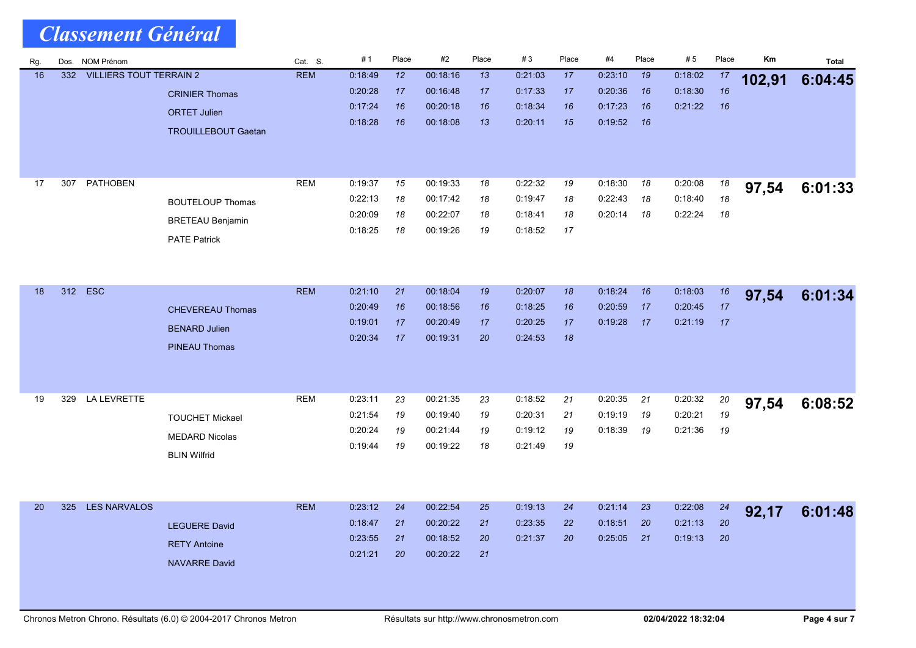# Classement Général

| Rg. | Dos. | NOM Prénom | | Cat. | S. | # 1 | Place | #2 | Place | # 3 | Place | #4 | Place | # 5 | Place | Km | Total |
|---|---|---|---|---|---|---|---|---|---|---|---|---|---|---|---|---|---|
| 16 | 332 | VILLIERS TOUT TERRAIN 2 | | REM | | 0:18:49 | 12 | 00:18:16 | 13 | 0:21:03 | 17 | 0:23:10 | 19 | 0:18:02 | 17 | **102,91** | **6:04:45** |
| | | | CRINIER Thomas | | | 0:20:28 | 17 | 00:16:48 | 17 | 0:17:33 | 17 | 0:20:36 | 16 | 0:18:30 | 16 | | |
| | | | ORTET Julien | | | 0:17:24 | 16 | 00:20:18 | 16 | 0:18:34 | 16 | 0:17:23 | 16 | 0:21:22 | 16 | | |
| | | | TROUILLEBOUT Gaetan | | | 0:18:28 | 16 | 00:18:08 | 13 | 0:20:11 | 15 | 0:19:52 | 16 | | | | |
| 17 | 307 | PATHOBEN | | REM | | 0:19:37 | 15 | 00:19:33 | 18 | 0:22:32 | 19 | 0:18:30 | 18 | 0:20:08 | 18 | **97,54** | **6:01:33** |
| | | | BOUTELOUP Thomas | | | 0:22:13 | 18 | 00:17:42 | 18 | 0:19:47 | 18 | 0:22:43 | 18 | 0:18:40 | 18 | | |
| | | | BRETEAU Benjamin | | | 0:20:09 | 18 | 00:22:07 | 18 | 0:18:41 | 18 | 0:20:14 | 18 | 0:22:24 | 18 | | |
| | | | PATE Patrick | | | 0:18:25 | 18 | 00:19:26 | 19 | 0:18:52 | 17 | | | | | | |
| 18 | 312 | ESC | | REM | | 0:21:10 | 21 | 00:18:04 | 19 | 0:20:07 | 18 | 0:18:24 | 16 | 0:18:03 | 16 | **97,54** | **6:01:34** |
| | | | CHEVEREAU Thomas | | | 0:20:49 | 16 | 00:18:56 | 16 | 0:18:25 | 16 | 0:20:59 | 17 | 0:20:45 | 17 | | |
| | | | BENARD Julien | | | 0:19:01 | 17 | 00:20:49 | 17 | 0:20:25 | 17 | 0:19:28 | 17 | 0:21:19 | 17 | | |
| | | | PINEAU Thomas | | | 0:20:34 | 17 | 00:19:31 | 20 | 0:24:53 | 18 | | | | | | |
| 19 | 329 | LA LEVRETTE | | REM | | 0:23:11 | 23 | 00:21:35 | 23 | 0:18:52 | 21 | 0:20:35 | 21 | 0:20:32 | 20 | **97,54** | **6:08:52** |
| | | | TOUCHET Mickael | | | 0:21:54 | 19 | 00:19:40 | 19 | 0:20:31 | 21 | 0:19:19 | 19 | 0:20:21 | 19 | | |
| | | | MEDARD Nicolas | | | 0:20:24 | 19 | 00:21:44 | 19 | 0:19:12 | 19 | 0:18:39 | 19 | 0:21:36 | 19 | | |
| | | | BLIN Wilfrid | | | 0:19:44 | 19 | 00:19:22 | 18 | 0:21:49 | 19 | | | | | | |
| 20 | 325 | LES NARVALOS | | REM | | 0:23:12 | 24 | 00:22:54 | 25 | 0:19:13 | 24 | 0:21:14 | 23 | 0:22:08 | 24 | **92,17** | **6:01:48** |
| | | | LEGUERE David | | | 0:18:47 | 21 | 00:20:22 | 21 | 0:23:35 | 22 | 0:18:51 | 20 | 0:21:13 | 20 | | |
| | | | RETY Antoine | | | 0:23:55 | 21 | 00:18:52 | 20 | 0:21:37 | 20 | 0:25:05 | 21 | 0:19:13 | 20 | | |
| | | | NAVARRE David | | | 0:21:21 | 20 | 00:20:22 | 21 | | | | | | | | |

Chronos Metron Chrono. Résultats (6.0) © 2004-2017 Chronos Metron — Résultats sur http://www.chronosmetron.com — 02/04/2022 18:32:04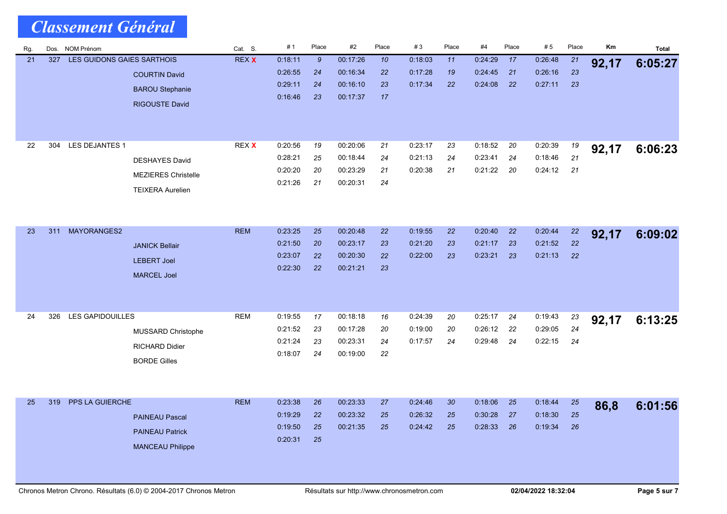# Classement Général

| Rg. | Dos. | NOM Prénom | Cat. S. | # 1 | Place | #2 | Place | # 3 | Place | #4 | Place | # 5 | Place | Km | Total |
|---|---|---|---|---|---|---|---|---|---|---|---|---|---|---|---|
| 21 | 327 | LES GUIDONS GAIES SARTHOIS | REX X | 0:18:11 | 9 | 00:17:26 | 10 | 0:18:03 | 11 | 0:24:29 | 17 | 0:26:48 | 21 | 92,17 | 6:05:27 |
| | | COURTIN David | | 0:26:55 | 24 | 00:16:34 | 22 | 0:17:28 | 19 | 0:24:45 | 21 | 0:26:16 | 23 | | |
| | | BAROU Stephanie | | 0:29:11 | 24 | 00:16:10 | 23 | 0:17:34 | 22 | 0:24:08 | 22 | 0:27:11 | 23 | | |
| | | RIGOUSTE David | | 0:16:46 | 23 | 00:17:37 | 17 | | | | | | | | |
| 22 | 304 | LES DEJANTES 1 | REX X | 0:20:56 | 19 | 00:20:06 | 21 | 0:23:17 | 23 | 0:18:52 | 20 | 0:20:39 | 19 | 92,17 | 6:06:23 |
| | | DESHAYES David | | 0:28:21 | 25 | 00:18:44 | 24 | 0:21:13 | 24 | 0:23:41 | 24 | 0:18:46 | 21 | | |
| | | MEZIERES Christelle | | 0:20:20 | 20 | 00:23:29 | 21 | 0:20:38 | 21 | 0:21:22 | 20 | 0:24:12 | 21 | | |
| | | TEIXERA Aurelien | | 0:21:26 | 21 | 00:20:31 | 24 | | | | | | | | |
| 23 | 311 | MAYORANGES2 | REM | 0:23:25 | 25 | 00:20:48 | 22 | 0:19:55 | 22 | 0:20:40 | 22 | 0:20:44 | 22 | 92,17 | 6:09:02 |
| | | JANICK Bellair | | 0:21:50 | 20 | 00:23:17 | 23 | 0:21:20 | 23 | 0:21:17 | 23 | 0:21:52 | 22 | | |
| | | LEBERT Joel | | 0:23:07 | 22 | 00:20:30 | 22 | 0:22:00 | 23 | 0:23:21 | 23 | 0:21:13 | 22 | | |
| | | MARCEL Joel | | 0:22:30 | 22 | 00:21:21 | 23 | | | | | | | | |
| 24 | 326 | LES GAPIDOUILLES | REM | 0:19:55 | 17 | 00:18:18 | 16 | 0:24:39 | 20 | 0:25:17 | 24 | 0:19:43 | 23 | 92,17 | 6:13:25 |
| | | MUSSARD Christophe | | 0:21:52 | 23 | 00:17:28 | 20 | 0:19:00 | 20 | 0:26:12 | 22 | 0:29:05 | 24 | | |
| | | RICHARD Didier | | 0:21:24 | 23 | 00:23:31 | 24 | 0:17:57 | 24 | 0:29:48 | 24 | 0:22:15 | 24 | | |
| | | BORDE Gilles | | 0:18:07 | 24 | 00:19:00 | 22 | | | | | | | | |
| 25 | 319 | PPS LA GUIERCHE | REM | 0:23:38 | 26 | 00:23:33 | 27 | 0:24:46 | 30 | 0:18:06 | 25 | 0:18:44 | 25 | 86,8 | 6:01:56 |
| | | PAINEAU Pascal | | 0:19:29 | 22 | 00:23:32 | 25 | 0:26:32 | 25 | 0:30:28 | 27 | 0:18:30 | 25 | | |
| | | PAINEAU Patrick | | 0:19:50 | 25 | 00:21:35 | 25 | 0:24:42 | 25 | 0:28:33 | 26 | 0:19:34 | 26 | | |
| | | MANCEAU Philippe | | 0:20:31 | 25 | | | | | | | | | | |

Chronos Metron Chrono. Résultats (6.0) © 2004-2017 Chronos Metron — Résultats sur http://www.chronosmetron.com — 02/04/2022 18:32:04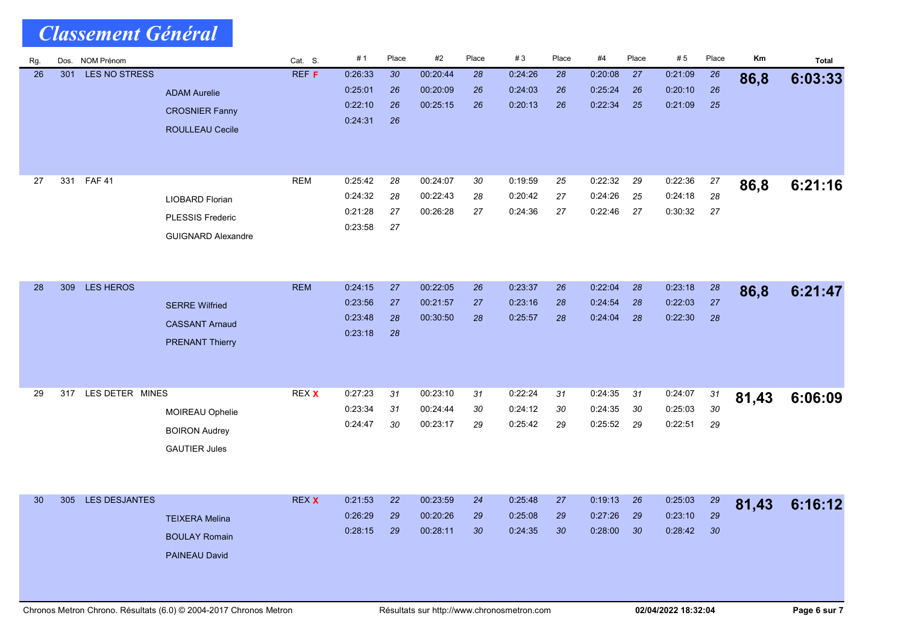# Classement Général

| Rg. | Dos. | NOM Prénom | | Cat. S. | # 1 | Place | #2 | Place | # 3 | Place | #4 | Place | # 5 | Place | Km | Total |
|---|---|---|---|---|---|---|---|---|---|---|---|---|---|---|---|---|
| 26 | 301 | LES NO STRESS | | REF F | 0:26:33 | 30 | 00:20:44 | 28 | 0:24:26 | 28 | 0:20:08 | 27 | 0:21:09 | 26 | **86,8** | **6:03:33** |
| | | | ADAM Aurelie | | 0:25:01 | 26 | 00:20:09 | 26 | 0:24:03 | 26 | 0:25:24 | 26 | 0:20:10 | 26 | | |
| | | | CROSNIER Fanny | | 0:22:10 | 26 | 00:25:15 | 26 | 0:20:13 | 26 | 0:22:34 | 25 | 0:21:09 | 25 | | |
| | | | ROULLEAU Cecile | | 0:24:31 | 26 | | | | | | | | | | |
| 27 | 331 | FAF 41 | | REM | 0:25:42 | 28 | 00:24:07 | 30 | 0:19:59 | 25 | 0:22:32 | 29 | 0:22:36 | 27 | **86,8** | **6:21:16** |
| | | | LIOBARD Florian | | 0:24:32 | 28 | 00:22:43 | 28 | 0:20:42 | 27 | 0:24:26 | 25 | 0:24:18 | 28 | | |
| | | | PLESSIS Frederic | | 0:21:28 | 27 | 00:26:28 | 27 | 0:24:36 | 27 | 0:22:46 | 27 | 0:30:32 | 27 | | |
| | | | GUIGNARD Alexandre | | 0:23:58 | 27 | | | | | | | | | | |
| 28 | 309 | LES HEROS | | REM | 0:24:15 | 27 | 00:22:05 | 26 | 0:23:37 | 26 | 0:22:04 | 28 | 0:23:18 | 28 | **86,8** | **6:21:47** |
| | | | SERRE Wilfried | | 0:23:56 | 27 | 00:21:57 | 27 | 0:23:16 | 28 | 0:24:54 | 28 | 0:22:03 | 27 | | |
| | | | CASSANT Arnaud | | 0:23:48 | 28 | 00:30:50 | 28 | 0:25:57 | 28 | 0:24:04 | 28 | 0:22:30 | 28 | | |
| | | | PRENANT Thierry | | 0:23:18 | 28 | | | | | | | | | | |
| 29 | 317 | LES DETER MINES | | REX X | 0:27:23 | 31 | 00:23:10 | 31 | 0:22:24 | 31 | 0:24:35 | 31 | 0:24:07 | 31 | **81,43** | **6:06:09** |
| | | | MOIREAU Ophelie | | 0:23:34 | 31 | 00:24:44 | 30 | 0:24:12 | 30 | 0:24:35 | 30 | 0:25:03 | 30 | | |
| | | | BOIRON Audrey | | 0:24:47 | 30 | 00:23:17 | 29 | 0:25:42 | 29 | 0:25:52 | 29 | 0:22:51 | 29 | | |
| | | | GAUTIER Jules | | | | | | | | | | | | | |
| 30 | 305 | LES DESJANTES | | REX X | 0:21:53 | 22 | 00:23:59 | 24 | 0:25:48 | 27 | 0:19:13 | 26 | 0:25:03 | 29 | **81,43** | **6:16:12** |
| | | | TEIXERA Melina | | 0:26:29 | 29 | 00:20:26 | 29 | 0:25:08 | 29 | 0:27:26 | 29 | 0:23:10 | 29 | | |
| | | | BOULAY Romain | | 0:28:15 | 29 | 00:28:11 | 30 | 0:24:35 | 30 | 0:28:00 | 30 | 0:28:42 | 30 | | |
| | | | PAINEAU David | | | | | | | | | | | | | |

Chronos Metron Chrono. Résultats (6.0) © 2004-2017 Chronos Metron — Résultats sur http://www.chronosmetron.com — 02/04/2022 18:32:04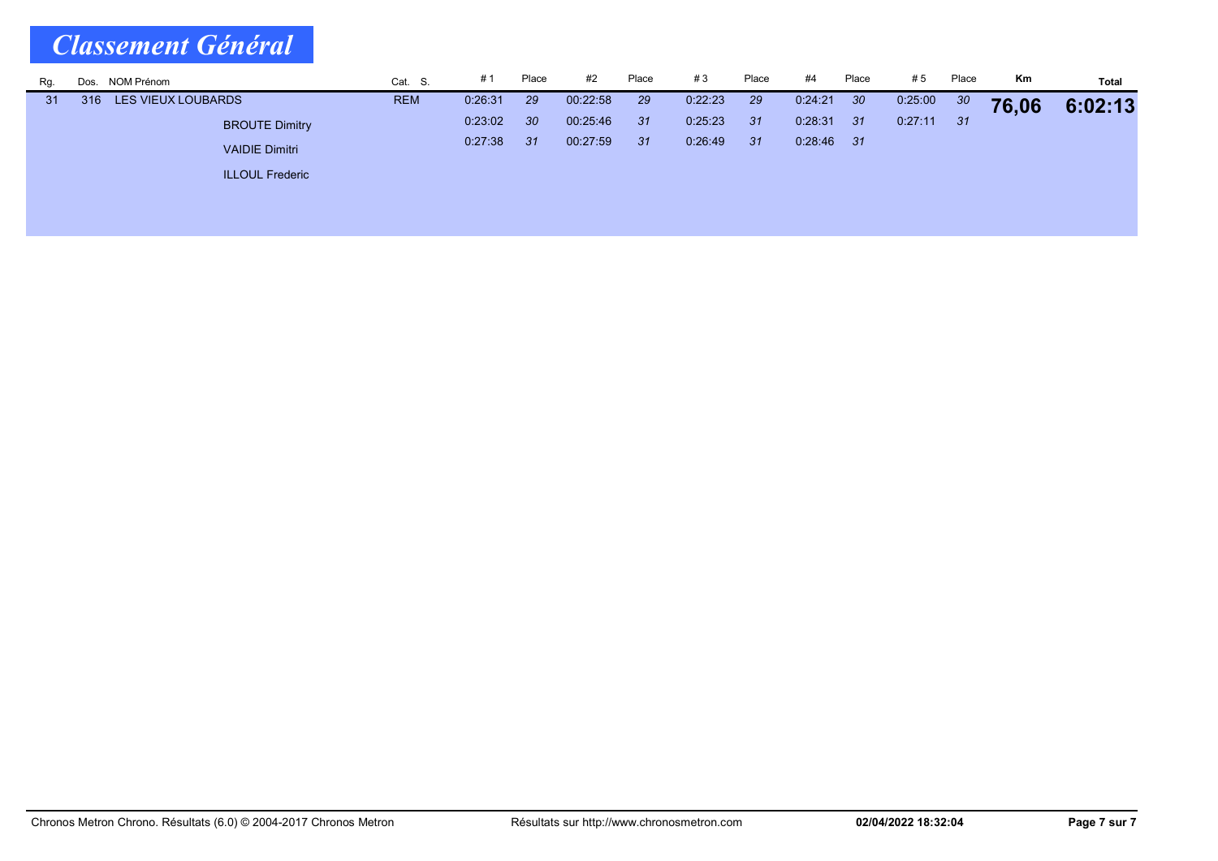# Classement Général

| Rg. | Dos. | NOM Prénom | Cat. S. | # 1 | Place | #2 | Place | # 3 | Place | #4 | Place | # 5 | Place | Km | Total |
|---|---|---|---|---|---|---|---|---|---|---|---|---|---|---|---|
| 31 | 316 | LES VIEUX LOUBARDS | REM | 0:26:31 | 29 | 00:22:58 | 29 | 0:22:23 | 29 | 0:24:21 | 30 | 0:25:00 | 30 | **76,06** | **6:02:13** |
| | | BROUTE Dimitry | | 0:23:02 | 30 | 00:25:46 | 31 | 0:25:23 | 31 | 0:28:31 | 31 | 0:27:11 | 31 | | |
| | | VAIDIE Dimitri | | 0:27:38 | 31 | 00:27:59 | 31 | 0:26:49 | 31 | 0:28:46 | 31 | | | | |
| | | ILLOUL Frederic | | | | | | | | | | | | | |

Chronos Metron Chrono. Résultats (6.0) © 2004-2017 Chronos Metron — Résultats sur http://www.chronosmetron.com — 02/04/2022 18:32:04